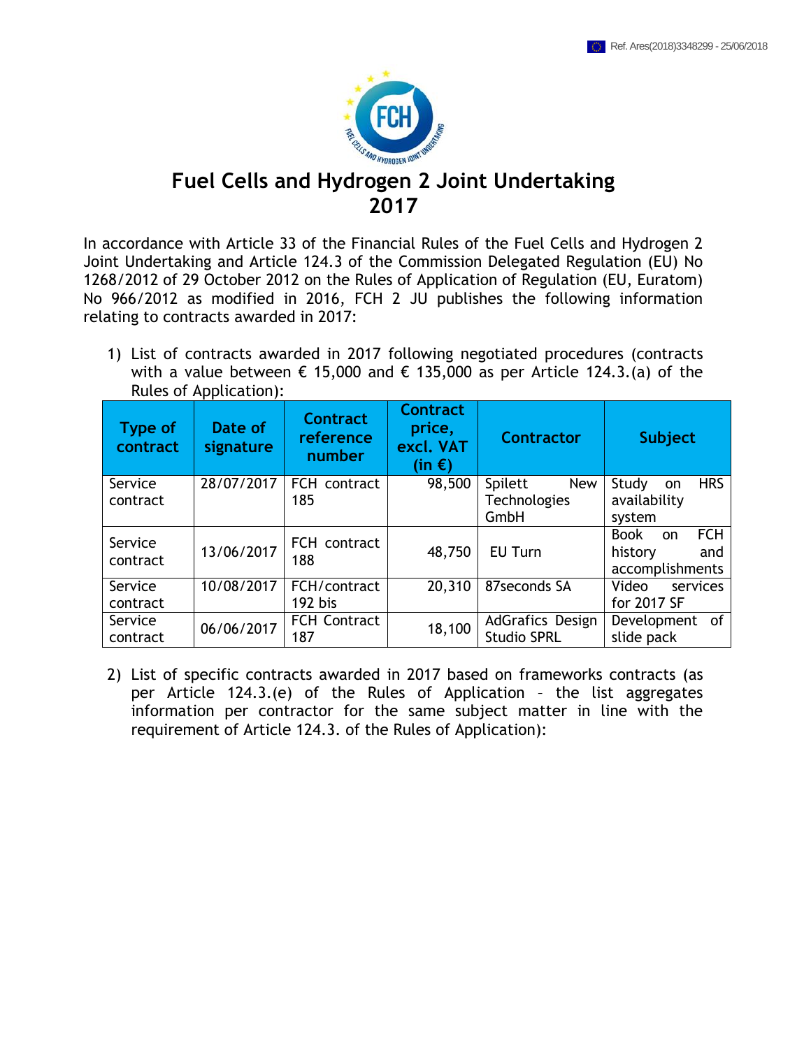# Fuel Cells and Hydrogen 2 Joint Undertaking 2017

In accordance with Article 33 of the Financial Rules of the Fuel Cells and Hydrogen 2 Joint Undertaking and Article 124.3 of the Commission Delegated Regulation (EU) No 1268/2012 of 29 October 2012 on the Rules of Application of Regulation (EU, Euratom) No 966/2012 as modified in 2016, FCH 2 JU publishes the following information relating to contracts awarded in 2017:

1) List of contracts awarded in 2017 following negotiated procedures (contracts with a value between € 15,000 and € 135,000 as per Article 124.3.(a) of the Rules of Application):

| Type of contract | Date of signature | Contract reference number | Contract price, excl. VAT (in €) | Contractor | Subject |
|---|---|---|---|---|---|
| Service contract | 28/07/2017 | FCH contract 185 | 98,500 | Spilett New Technologies GmbH | Study on HRS availability system |
| Service contract | 13/06/2017 | FCH contract 188 | 48,750 | EU Turn | Book on FCH history and accomplishments |
| Service contract | 10/08/2017 | FCH/contract 192 bis | 20,310 | 87seconds SA | Video services for 2017 SF |
| Service contract | 06/06/2017 | FCH Contract 187 | 18,100 | AdGrafics Design Studio SPRL | Development of slide pack |

2) List of specific contracts awarded in 2017 based on frameworks contracts (as per Article 124.3.(e) of the Rules of Application – the list aggregates information per contractor for the same subject matter in line with the requirement of Article 124.3. of the Rules of Application):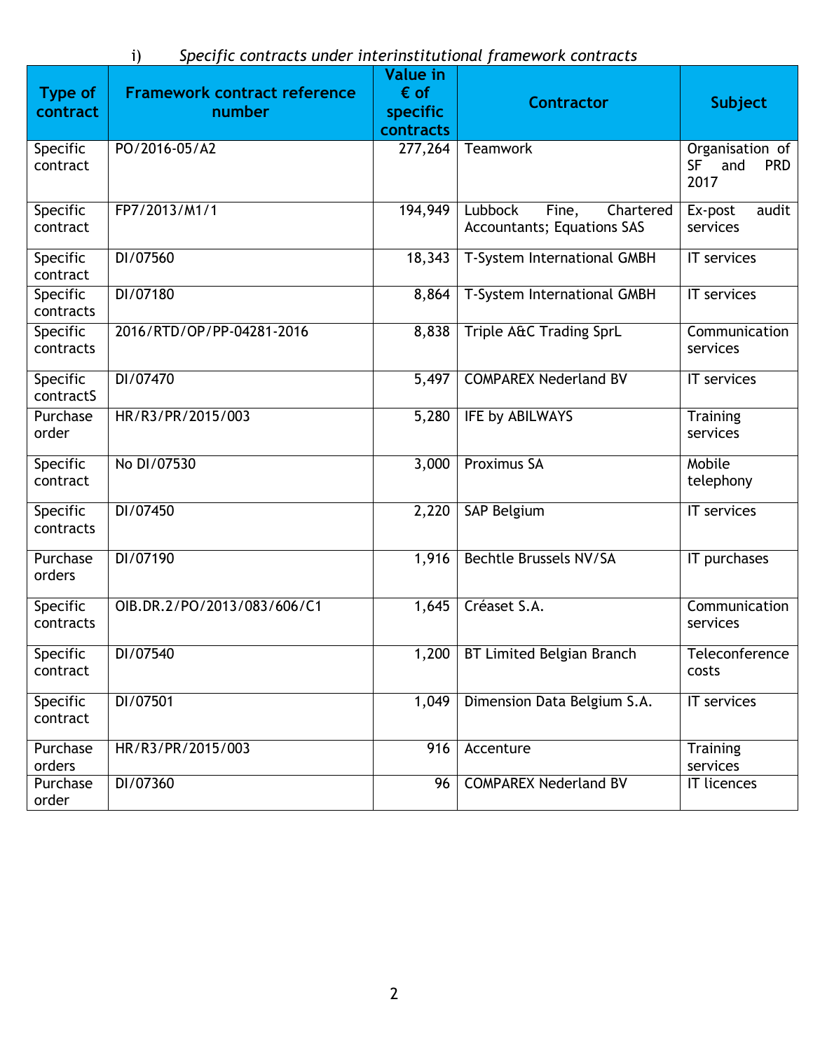i) *Specific contracts under interinstitutional framework contracts*

| Type of contract | Framework contract reference number | Value in € of specific contracts | Contractor | Subject |
|---|---|---|---|---|
| Specific contract | PO/2016-05/A2 | 277,264 | Teamwork | Organisation of SF and PRD 2017 |
| Specific contract | FP7/2013/M1/1 | 194,949 | Lubbock Fine, Chartered Accountants; Equations SAS | Ex-post audit services |
| Specific contract | DI/07560 | 18,343 | T-System International GMBH | IT services |
| Specific contracts | DI/07180 | 8,864 | T-System International GMBH | IT services |
| Specific contracts | 2016/RTD/OP/PP-04281-2016 | 8,838 | Triple A&C Trading SprL | Communication services |
| Specific contractS | DI/07470 | 5,497 | COMPAREX Nederland BV | IT services |
| Purchase order | HR/R3/PR/2015/003 | 5,280 | IFE by ABILWAYS | Training services |
| Specific contract | No DI/07530 | 3,000 | Proximus SA | Mobile telephony |
| Specific contracts | DI/07450 | 2,220 | SAP Belgium | IT services |
| Purchase orders | DI/07190 | 1,916 | Bechtle Brussels NV/SA | IT purchases |
| Specific contracts | OIB.DR.2/PO/2013/083/606/C1 | 1,645 | Créaset S.A. | Communication services |
| Specific contract | DI/07540 | 1,200 | BT Limited Belgian Branch | Teleconference costs |
| Specific contract | DI/07501 | 1,049 | Dimension Data Belgium S.A. | IT services |
| Purchase orders | HR/R3/PR/2015/003 | 916 | Accenture | Training services |
| Purchase order | DI/07360 | 96 | COMPAREX Nederland BV | IT licences |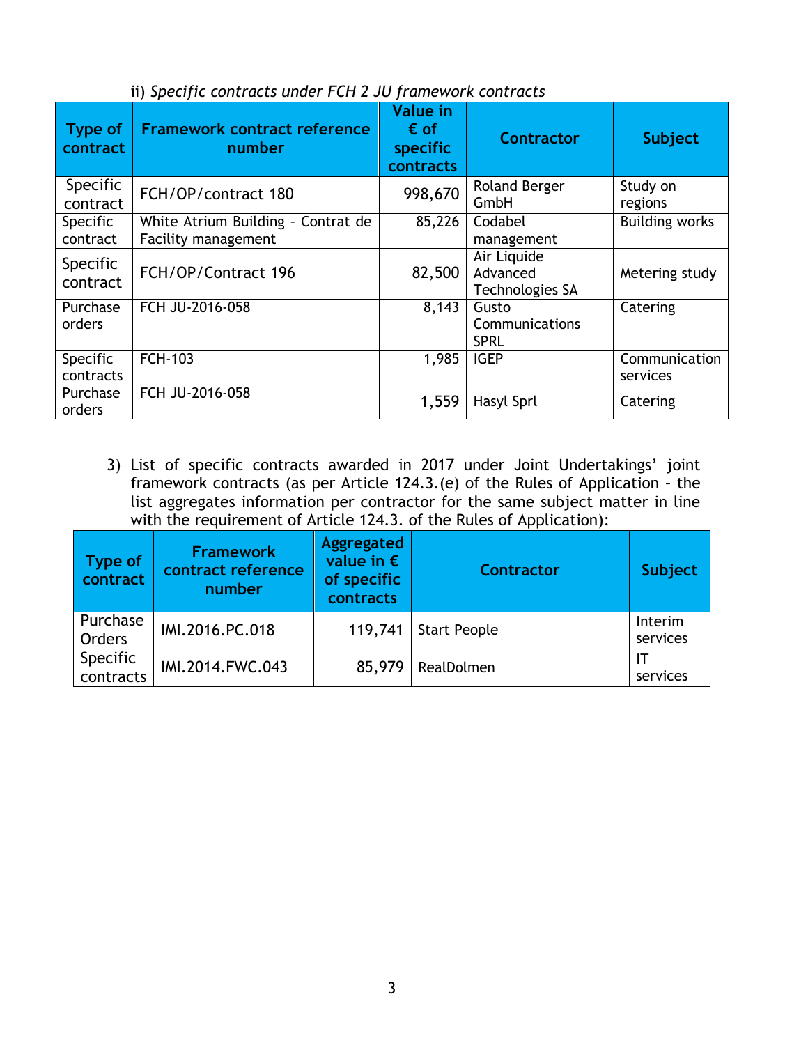ii) *Specific contracts under FCH 2 JU framework contracts*

| Type of contract | Framework contract reference number | Value in € of specific contracts | Contractor | Subject |
|---|---|---|---|---|
| Specific contract | FCH/OP/contract 180 | 998,670 | Roland Berger GmbH | Study on regions |
| Specific contract | White Atrium Building – Contrat de Facility management | 85,226 | Codabel management | Building works |
| Specific contract | FCH/OP/Contract 196 | 82,500 | Air Liquide Advanced Technologies SA | Metering study |
| Purchase orders | FCH JU-2016-058 | 8,143 | Gusto Communications SPRL | Catering |
| Specific contracts | FCH-103 | 1,985 | IGEP | Communication services |
| Purchase orders | FCH JU-2016-058 | 1,559 | Hasyl Sprl | Catering |

3) List of specific contracts awarded in 2017 under Joint Undertakings' joint framework contracts (as per Article 124.3.(e) of the Rules of Application – the list aggregates information per contractor for the same subject matter in line with the requirement of Article 124.3. of the Rules of Application):

| Type of contract | Framework contract reference number | Aggregated value in € of specific contracts | Contractor | Subject |
|---|---|---|---|---|
| Purchase Orders | IMI.2016.PC.018 | 119,741 | Start People | Interim services |
| Specific contracts | IMI.2014.FWC.043 | 85,979 | RealDolmen | IT services |